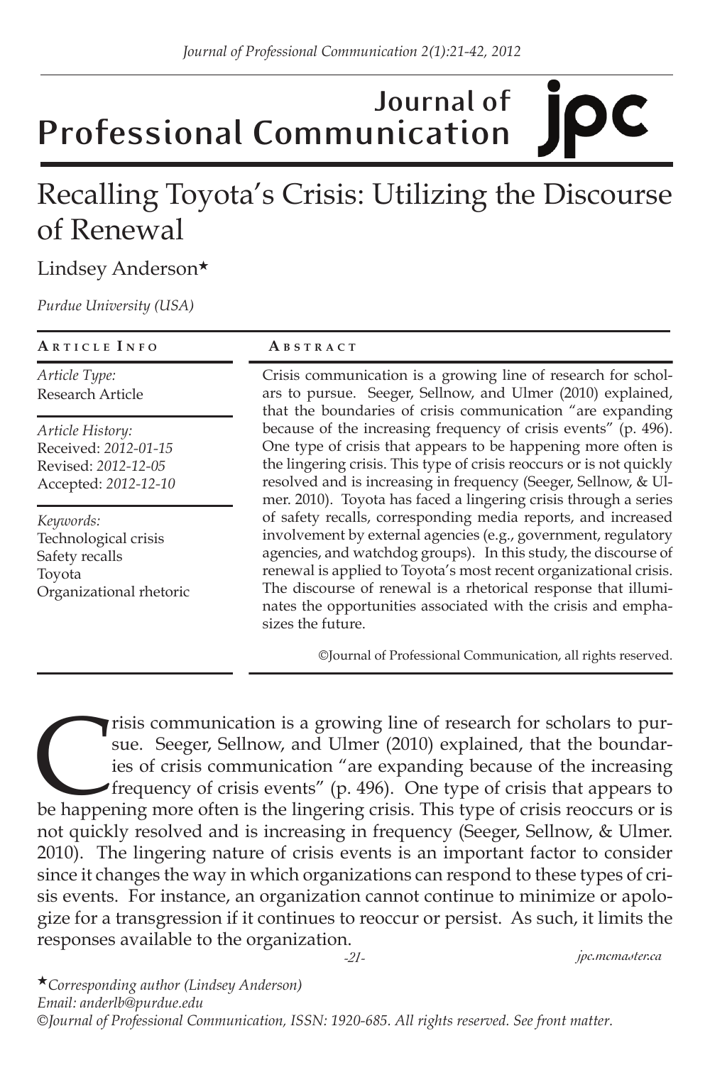# Recalling Toyota's Crisis: Utilizing the Discourse of Renewal

Lindsey Anderson*

*Purdue University (USA)*

**Article Info**

*Article Type:*
Research Article

*Article History:*
Received: *2012-01-15*
Revised: *2012-12-05*
Accepted: *2012-12-10*

*Keywords:*
Technological crisis
Safety recalls
Toyota
Organizational rhetoric

**Abstract**

Crisis communication is a growing line of research for scholars to pursue. Seeger, Sellnow, and Ulmer (2010) explained, that the boundaries of crisis communication "are expanding because of the increasing frequency of crisis events" (p. 496). One type of crisis that appears to be happening more often is the lingering crisis. This type of crisis reoccurs or is not quickly resolved and is increasing in frequency (Seeger, Sellnow, & Ulmer. 2010). Toyota has faced a lingering crisis through a series of safety recalls, corresponding media reports, and increased involvement by external agencies (e.g., government, regulatory agencies, and watchdog groups). In this study, the discourse of renewal is applied to Toyota's most recent organizational crisis. The discourse of renewal is a rhetorical response that illuminates the opportunities associated with the crisis and emphasizes the future.

©Journal of Professional Communication, all rights reserved.

Crisis communication is a growing line of research for scholars to pursue. Seeger, Sellnow, and Ulmer (2010) explained, that the boundaries of crisis communication "are expanding because of the increasing frequency of crisis events" (p. 496). One type of crisis that appears to be happening more often is the lingering crisis. This type of crisis reoccurs or is not quickly resolved and is increasing in frequency (Seeger, Sellnow, & Ulmer. 2010). The lingering nature of crisis events is an important factor to consider since it changes the way in which organizations can respond to these types of crisis events. For instance, an organization cannot continue to minimize or apologize for a transgression if it continues to reoccur or persist. As such, it limits the responses available to the organization.

*Corresponding author (Lindsey Anderson)
*Email: anderlb@purdue.edu*
*©Journal of Professional Communication, ISSN: 1920-685. All rights reserved. See front matter.*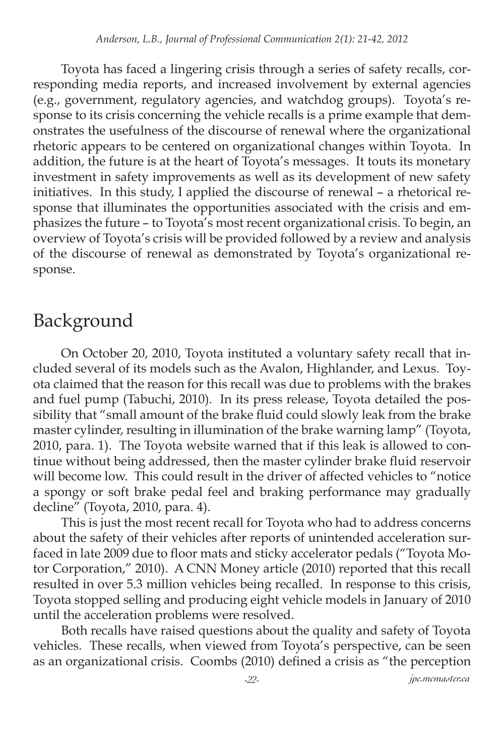Toyota has faced a lingering crisis through a series of safety recalls, corresponding media reports, and increased involvement by external agencies (e.g., government, regulatory agencies, and watchdog groups). Toyota's response to its crisis concerning the vehicle recalls is a prime example that demonstrates the usefulness of the discourse of renewal where the organizational rhetoric appears to be centered on organizational changes within Toyota. In addition, the future is at the heart of Toyota's messages. It touts its monetary investment in safety improvements as well as its development of new safety initiatives. In this study, I applied the discourse of renewal – a rhetorical response that illuminates the opportunities associated with the crisis and emphasizes the future – to Toyota's most recent organizational crisis. To begin, an overview of Toyota's crisis will be provided followed by a review and analysis of the discourse of renewal as demonstrated by Toyota's organizational response.

## Background

On October 20, 2010, Toyota instituted a voluntary safety recall that included several of its models such as the Avalon, Highlander, and Lexus. Toyota claimed that the reason for this recall was due to problems with the brakes and fuel pump (Tabuchi, 2010). In its press release, Toyota detailed the possibility that "small amount of the brake fluid could slowly leak from the brake master cylinder, resulting in illumination of the brake warning lamp" (Toyota, 2010, para. 1). The Toyota website warned that if this leak is allowed to continue without being addressed, then the master cylinder brake fluid reservoir will become low. This could result in the driver of affected vehicles to "notice a spongy or soft brake pedal feel and braking performance may gradually decline" (Toyota, 2010, para. 4).

This is just the most recent recall for Toyota who had to address concerns about the safety of their vehicles after reports of unintended acceleration surfaced in late 2009 due to floor mats and sticky accelerator pedals ("Toyota Motor Corporation," 2010). A CNN Money article (2010) reported that this recall resulted in over 5.3 million vehicles being recalled. In response to this crisis, Toyota stopped selling and producing eight vehicle models in January of 2010 until the acceleration problems were resolved.

Both recalls have raised questions about the quality and safety of Toyota vehicles. These recalls, when viewed from Toyota's perspective, can be seen as an organizational crisis. Coombs (2010) defined a crisis as "the perception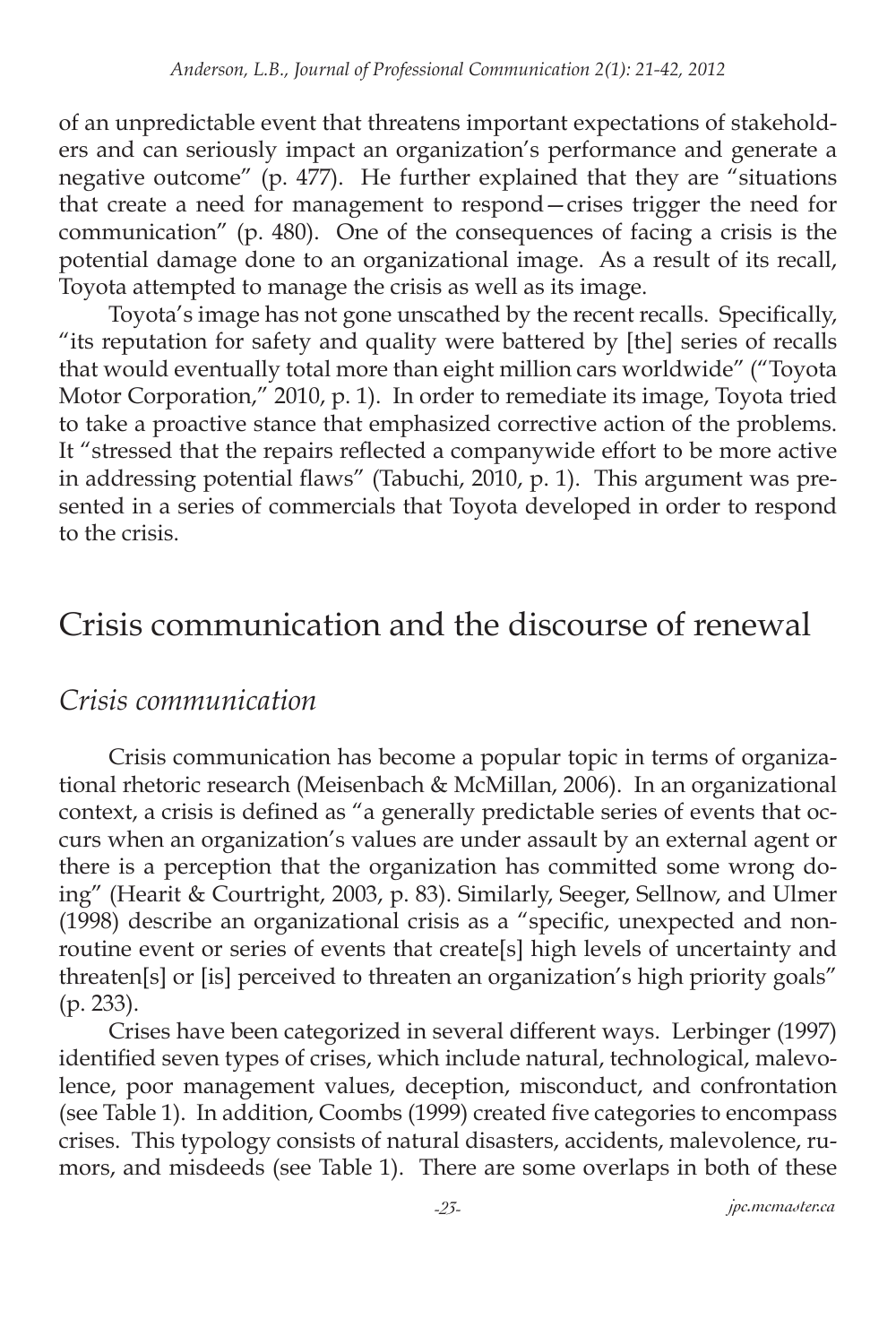of an unpredictable event that threatens important expectations of stakeholders and can seriously impact an organization's performance and generate a negative outcome" (p. 477). He further explained that they are "situations that create a need for management to respond—crises trigger the need for communication" (p. 480). One of the consequences of facing a crisis is the potential damage done to an organizational image. As a result of its recall, Toyota attempted to manage the crisis as well as its image.

Toyota's image has not gone unscathed by the recent recalls. Specifically, "its reputation for safety and quality were battered by [the] series of recalls that would eventually total more than eight million cars worldwide" ("Toyota Motor Corporation," 2010, p. 1). In order to remediate its image, Toyota tried to take a proactive stance that emphasized corrective action of the problems. It "stressed that the repairs reflected a companywide effort to be more active in addressing potential flaws" (Tabuchi, 2010, p. 1). This argument was presented in a series of commercials that Toyota developed in order to respond to the crisis.

# Crisis communication and the discourse of renewal

## *Crisis communication*

Crisis communication has become a popular topic in terms of organizational rhetoric research (Meisenbach & McMillan, 2006). In an organizational context, a crisis is defined as "a generally predictable series of events that occurs when an organization's values are under assault by an external agent or there is a perception that the organization has committed some wrong doing" (Hearit & Courtright, 2003, p. 83). Similarly, Seeger, Sellnow, and Ulmer (1998) describe an organizational crisis as a "specific, unexpected and non-routine event or series of events that create[s] high levels of uncertainty and threaten[s] or [is] perceived to threaten an organization's high priority goals" (p. 233).

Crises have been categorized in several different ways. Lerbinger (1997) identified seven types of crises, which include natural, technological, malevolence, poor management values, deception, misconduct, and confrontation (see Table 1). In addition, Coombs (1999) created five categories to encompass crises. This typology consists of natural disasters, accidents, malevolence, rumors, and misdeeds (see Table 1). There are some overlaps in both of these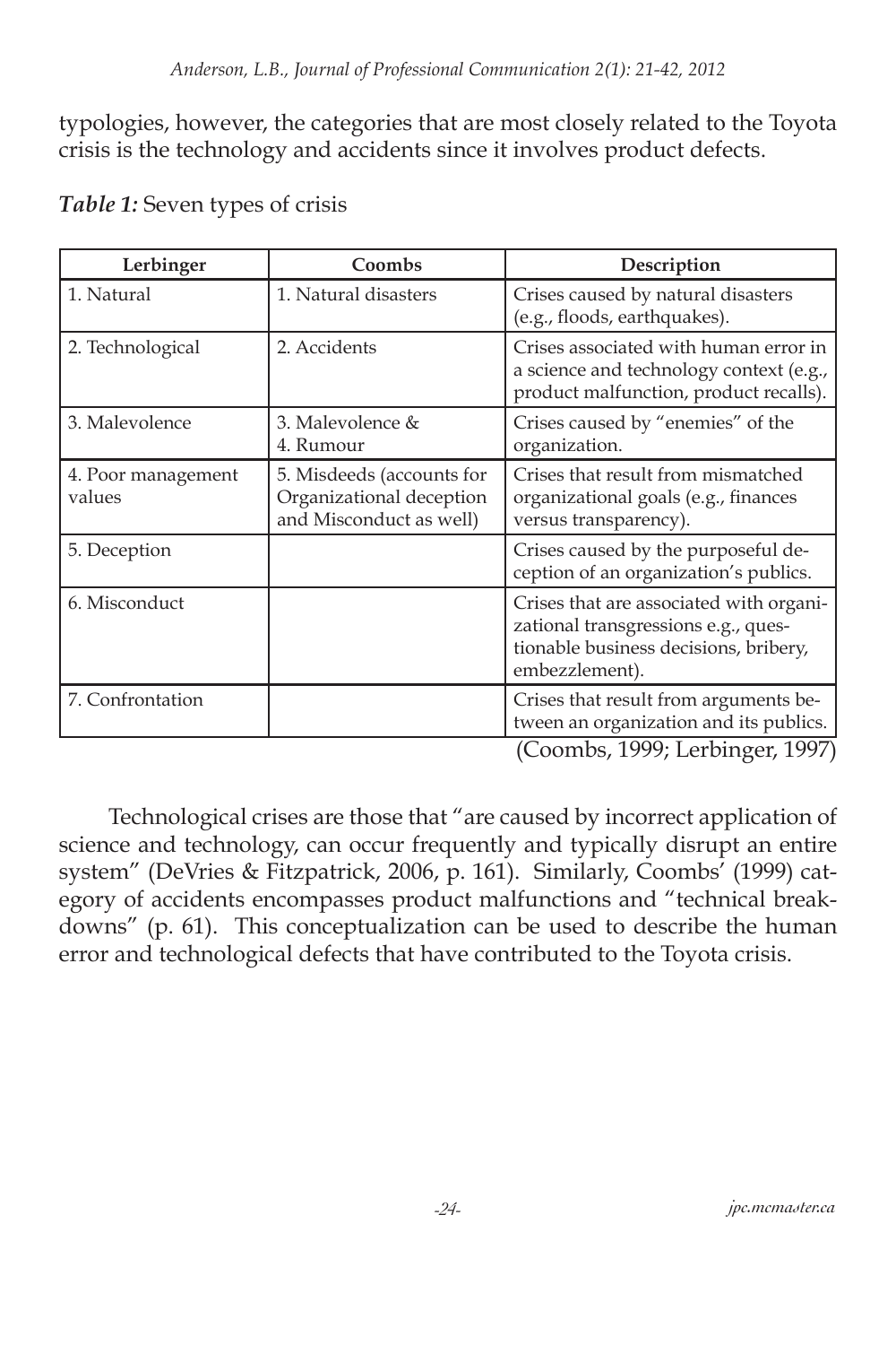typologies, however, the categories that are most closely related to the Toyota crisis is the technology and accidents since it involves product defects.

***Table 1:*** Seven types of crisis

| Lerbinger | Coombs | Description |
|---|---|---|
| 1. Natural | 1. Natural disasters | Crises caused by natural disasters (e.g., floods, earthquakes). |
| 2. Technological | 2. Accidents | Crises associated with human error in a science and technology context (e.g., product malfunction, product recalls). |
| 3. Malevolence | 3. Malevolence & 4. Rumour | Crises caused by "enemies" of the organization. |
| 4. Poor management values | 5. Misdeeds (accounts for Organizational deception and Misconduct as well) | Crises that result from mismatched organizational goals (e.g., finances versus transparency). |
| 5. Deception | | Crises caused by the purposeful deception of an organization's publics. |
| 6. Misconduct | | Crises that are associated with organizational transgressions e.g., questionable business decisions, bribery, embezzlement). |
| 7. Confrontation | | Crises that result from arguments between an organization and its publics. |

(Coombs, 1999; Lerbinger, 1997)

Technological crises are those that "are caused by incorrect application of science and technology, can occur frequently and typically disrupt an entire system" (DeVries & Fitzpatrick, 2006, p. 161). Similarly, Coombs' (1999) category of accidents encompasses product malfunctions and "technical breakdowns" (p. 61). This conceptualization can be used to describe the human error and technological defects that have contributed to the Toyota crisis.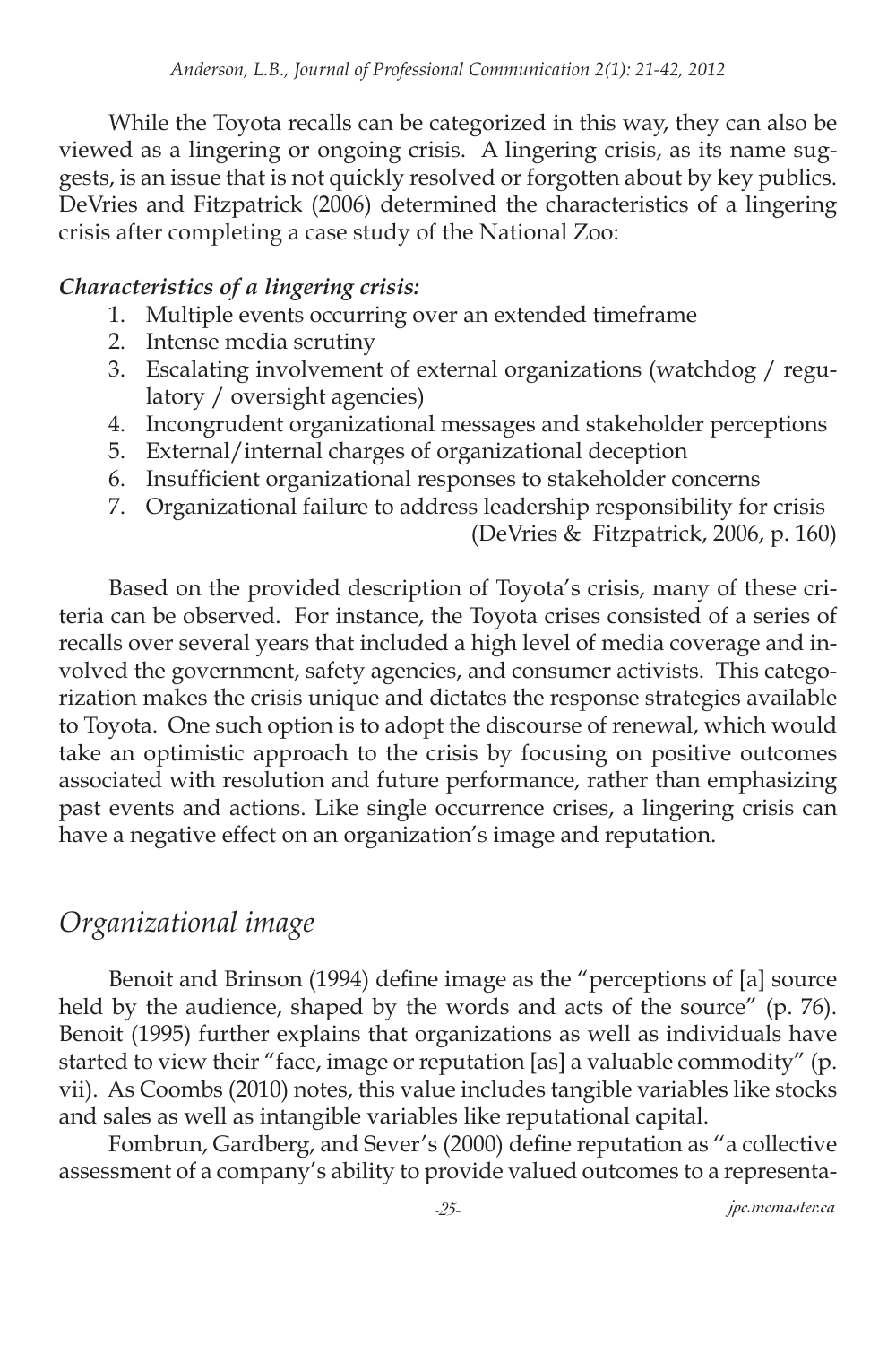While the Toyota recalls can be categorized in this way, they can also be viewed as a lingering or ongoing crisis. A lingering crisis, as its name suggests, is an issue that is not quickly resolved or forgotten about by key publics. DeVries and Fitzpatrick (2006) determined the characteristics of a lingering crisis after completing a case study of the National Zoo:

***Characteristics of a lingering crisis:***

1. Multiple events occurring over an extended timeframe
2. Intense media scrutiny
3. Escalating involvement of external organizations (watchdog / regulatory / oversight agencies)
4. Incongrudent organizational messages and stakeholder perceptions
5. External/internal charges of organizational deception
6. Insufficient organizational responses to stakeholder concerns
7. Organizational failure to address leadership responsibility for crisis

(DeVries & Fitzpatrick, 2006, p. 160)

Based on the provided description of Toyota's crisis, many of these criteria can be observed. For instance, the Toyota crises consisted of a series of recalls over several years that included a high level of media coverage and involved the government, safety agencies, and consumer activists. This categorization makes the crisis unique and dictates the response strategies available to Toyota. One such option is to adopt the discourse of renewal, which would take an optimistic approach to the crisis by focusing on positive outcomes associated with resolution and future performance, rather than emphasizing past events and actions. Like single occurrence crises, a lingering crisis can have a negative effect on an organization's image and reputation.

## *Organizational image*

Benoit and Brinson (1994) define image as the "perceptions of [a] source held by the audience, shaped by the words and acts of the source" (p. 76). Benoit (1995) further explains that organizations as well as individuals have started to view their "face, image or reputation [as] a valuable commodity" (p. vii). As Coombs (2010) notes, this value includes tangible variables like stocks and sales as well as intangible variables like reputational capital.

Fombrun, Gardberg, and Sever's (2000) define reputation as "a collective assessment of a company's ability to provide valued outcomes to a representa-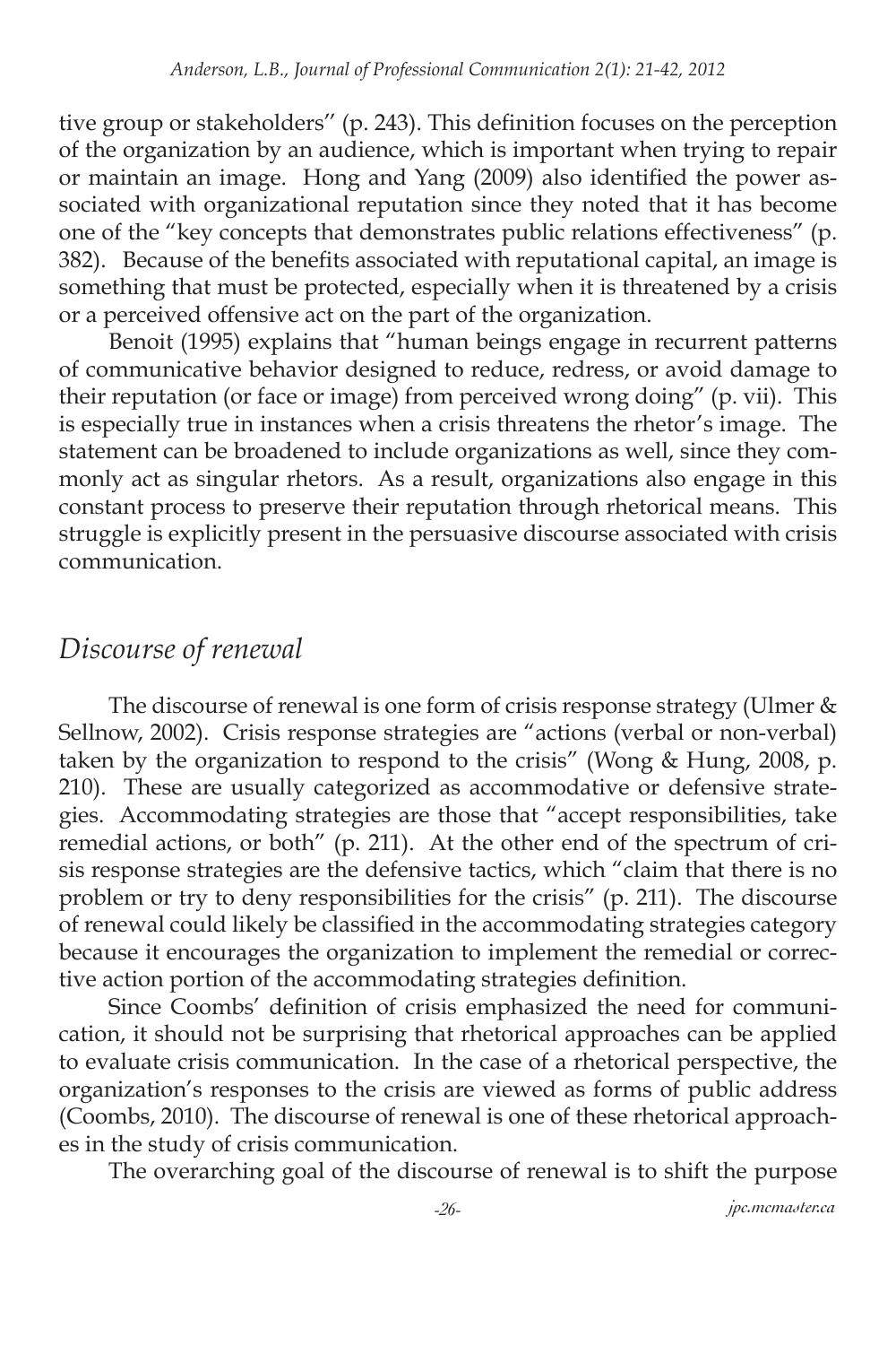tive group or stakeholders'' (p. 243). This definition focuses on the perception of the organization by an audience, which is important when trying to repair or maintain an image. Hong and Yang (2009) also identified the power associated with organizational reputation since they noted that it has become one of the "key concepts that demonstrates public relations effectiveness" (p. 382). Because of the benefits associated with reputational capital, an image is something that must be protected, especially when it is threatened by a crisis or a perceived offensive act on the part of the organization.

Benoit (1995) explains that "human beings engage in recurrent patterns of communicative behavior designed to reduce, redress, or avoid damage to their reputation (or face or image) from perceived wrong doing" (p. vii). This is especially true in instances when a crisis threatens the rhetor's image. The statement can be broadened to include organizations as well, since they commonly act as singular rhetors. As a result, organizations also engage in this constant process to preserve their reputation through rhetorical means. This struggle is explicitly present in the persuasive discourse associated with crisis communication.

## *Discourse of renewal*

The discourse of renewal is one form of crisis response strategy (Ulmer & Sellnow, 2002). Crisis response strategies are "actions (verbal or non-verbal) taken by the organization to respond to the crisis" (Wong & Hung, 2008, p. 210). These are usually categorized as accommodative or defensive strategies. Accommodating strategies are those that "accept responsibilities, take remedial actions, or both" (p. 211). At the other end of the spectrum of crisis response strategies are the defensive tactics, which "claim that there is no problem or try to deny responsibilities for the crisis" (p. 211). The discourse of renewal could likely be classified in the accommodating strategies category because it encourages the organization to implement the remedial or corrective action portion of the accommodating strategies definition.

Since Coombs' definition of crisis emphasized the need for communication, it should not be surprising that rhetorical approaches can be applied to evaluate crisis communication. In the case of a rhetorical perspective, the organization's responses to the crisis are viewed as forms of public address (Coombs, 2010). The discourse of renewal is one of these rhetorical approaches in the study of crisis communication.

The overarching goal of the discourse of renewal is to shift the purpose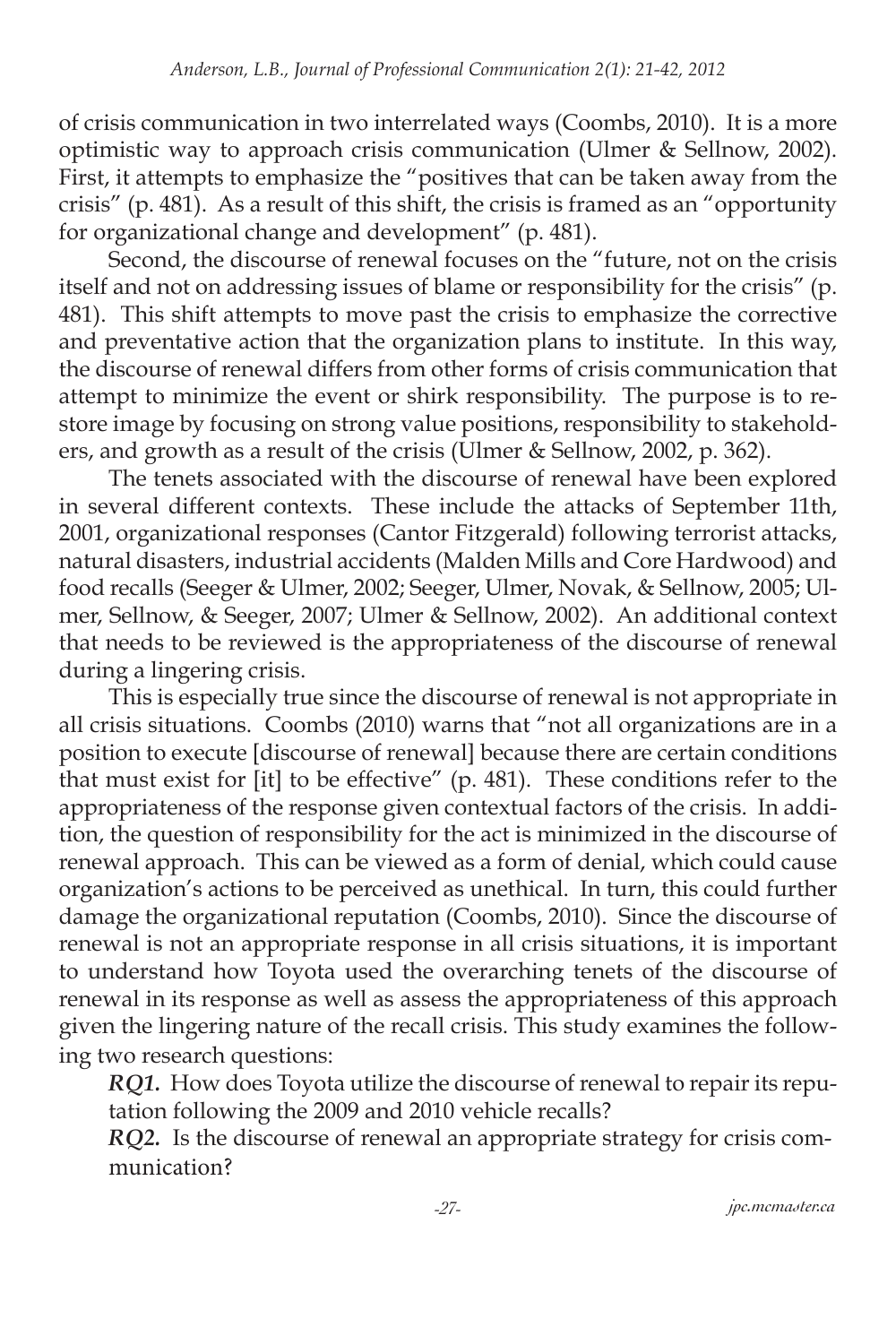of crisis communication in two interrelated ways (Coombs, 2010). It is a more optimistic way to approach crisis communication (Ulmer & Sellnow, 2002). First, it attempts to emphasize the "positives that can be taken away from the crisis" (p. 481). As a result of this shift, the crisis is framed as an "opportunity for organizational change and development" (p. 481).

Second, the discourse of renewal focuses on the "future, not on the crisis itself and not on addressing issues of blame or responsibility for the crisis" (p. 481). This shift attempts to move past the crisis to emphasize the corrective and preventative action that the organization plans to institute. In this way, the discourse of renewal differs from other forms of crisis communication that attempt to minimize the event or shirk responsibility. The purpose is to restore image by focusing on strong value positions, responsibility to stakeholders, and growth as a result of the crisis (Ulmer & Sellnow, 2002, p. 362).

The tenets associated with the discourse of renewal have been explored in several different contexts. These include the attacks of September 11th, 2001, organizational responses (Cantor Fitzgerald) following terrorist attacks, natural disasters, industrial accidents (Malden Mills and Core Hardwood) and food recalls (Seeger & Ulmer, 2002; Seeger, Ulmer, Novak, & Sellnow, 2005; Ulmer, Sellnow, & Seeger, 2007; Ulmer & Sellnow, 2002). An additional context that needs to be reviewed is the appropriateness of the discourse of renewal during a lingering crisis.

This is especially true since the discourse of renewal is not appropriate in all crisis situations. Coombs (2010) warns that "not all organizations are in a position to execute [discourse of renewal] because there are certain conditions that must exist for [it] to be effective" (p. 481). These conditions refer to the appropriateness of the response given contextual factors of the crisis. In addition, the question of responsibility for the act is minimized in the discourse of renewal approach. This can be viewed as a form of denial, which could cause organization's actions to be perceived as unethical. In turn, this could further damage the organizational reputation (Coombs, 2010). Since the discourse of renewal is not an appropriate response in all crisis situations, it is important to understand how Toyota used the overarching tenets of the discourse of renewal in its response as well as assess the appropriateness of this approach given the lingering nature of the recall crisis. This study examines the following two research questions:

***RQ1.*** How does Toyota utilize the discourse of renewal to repair its reputation following the 2009 and 2010 vehicle recalls?

***RQ2.*** Is the discourse of renewal an appropriate strategy for crisis communication?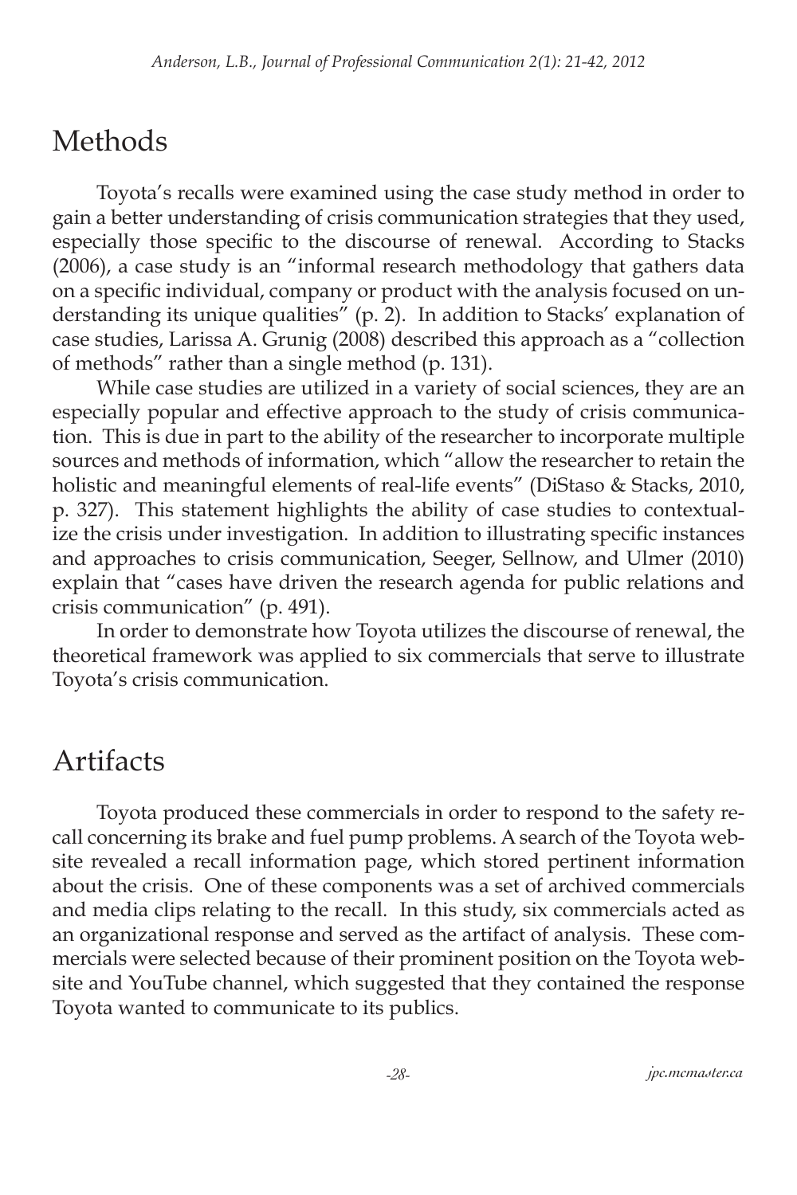## Methods

Toyota's recalls were examined using the case study method in order to gain a better understanding of crisis communication strategies that they used, especially those specific to the discourse of renewal. According to Stacks (2006), a case study is an "informal research methodology that gathers data on a specific individual, company or product with the analysis focused on understanding its unique qualities" (p. 2). In addition to Stacks' explanation of case studies, Larissa A. Grunig (2008) described this approach as a "collection of methods" rather than a single method (p. 131).

While case studies are utilized in a variety of social sciences, they are an especially popular and effective approach to the study of crisis communication. This is due in part to the ability of the researcher to incorporate multiple sources and methods of information, which "allow the researcher to retain the holistic and meaningful elements of real-life events" (DiStaso & Stacks, 2010, p. 327). This statement highlights the ability of case studies to contextualize the crisis under investigation. In addition to illustrating specific instances and approaches to crisis communication, Seeger, Sellnow, and Ulmer (2010) explain that "cases have driven the research agenda for public relations and crisis communication" (p. 491).

In order to demonstrate how Toyota utilizes the discourse of renewal, the theoretical framework was applied to six commercials that serve to illustrate Toyota's crisis communication.

## Artifacts

Toyota produced these commercials in order to respond to the safety recall concerning its brake and fuel pump problems. A search of the Toyota website revealed a recall information page, which stored pertinent information about the crisis. One of these components was a set of archived commercials and media clips relating to the recall. In this study, six commercials acted as an organizational response and served as the artifact of analysis. These commercials were selected because of their prominent position on the Toyota website and YouTube channel, which suggested that they contained the response Toyota wanted to communicate to its publics.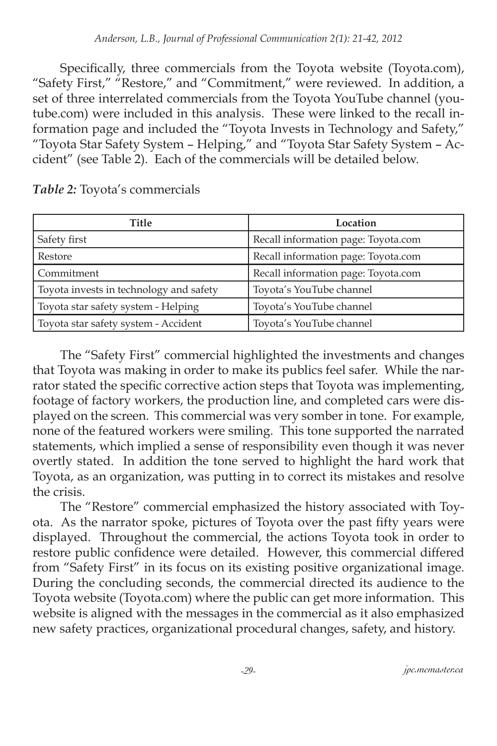Specifically, three commercials from the Toyota website (Toyota.com), "Safety First," "Restore," and "Commitment," were reviewed. In addition, a set of three interrelated commercials from the Toyota YouTube channel (youtube.com) were included in this analysis. These were linked to the recall information page and included the "Toyota Invests in Technology and Safety," "Toyota Star Safety System – Helping," and "Toyota Star Safety System – Accident" (see Table 2). Each of the commercials will be detailed below.

***Table 2:*** Toyota's commercials

| Title | Location |
|---|---|
| Safety first | Recall information page: Toyota.com |
| Restore | Recall information page: Toyota.com |
| Commitment | Recall information page: Toyota.com |
| Toyota invests in technology and safety | Toyota's YouTube channel |
| Toyota star safety system - Helping | Toyota's YouTube channel |
| Toyota star safety system - Accident | Toyota's YouTube channel |

The "Safety First" commercial highlighted the investments and changes that Toyota was making in order to make its publics feel safer. While the narrator stated the specific corrective action steps that Toyota was implementing, footage of factory workers, the production line, and completed cars were displayed on the screen. This commercial was very somber in tone. For example, none of the featured workers were smiling. This tone supported the narrated statements, which implied a sense of responsibility even though it was never overtly stated. In addition the tone served to highlight the hard work that Toyota, as an organization, was putting in to correct its mistakes and resolve the crisis.

The "Restore" commercial emphasized the history associated with Toyota. As the narrator spoke, pictures of Toyota over the past fifty years were displayed. Throughout the commercial, the actions Toyota took in order to restore public confidence were detailed. However, this commercial differed from "Safety First" in its focus on its existing positive organizational image. During the concluding seconds, the commercial directed its audience to the Toyota website (Toyota.com) where the public can get more information. This website is aligned with the messages in the commercial as it also emphasized new safety practices, organizational procedural changes, safety, and history.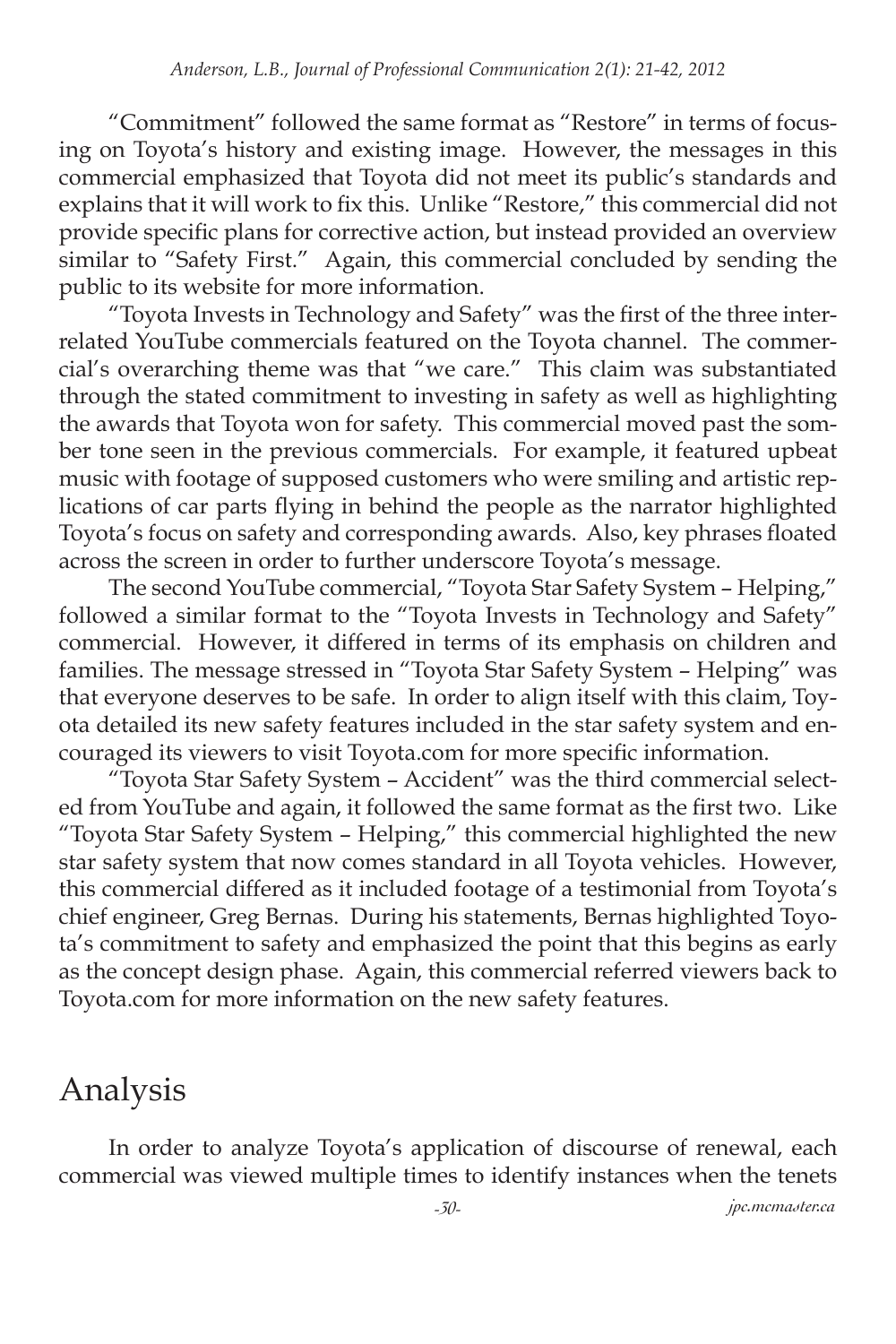"Commitment" followed the same format as "Restore" in terms of focusing on Toyota's history and existing image. However, the messages in this commercial emphasized that Toyota did not meet its public's standards and explains that it will work to fix this. Unlike "Restore," this commercial did not provide specific plans for corrective action, but instead provided an overview similar to "Safety First." Again, this commercial concluded by sending the public to its website for more information.

"Toyota Invests in Technology and Safety" was the first of the three interrelated YouTube commercials featured on the Toyota channel. The commercial's overarching theme was that "we care." This claim was substantiated through the stated commitment to investing in safety as well as highlighting the awards that Toyota won for safety. This commercial moved past the somber tone seen in the previous commercials. For example, it featured upbeat music with footage of supposed customers who were smiling and artistic replications of car parts flying in behind the people as the narrator highlighted Toyota's focus on safety and corresponding awards. Also, key phrases floated across the screen in order to further underscore Toyota's message.

The second YouTube commercial, "Toyota Star Safety System – Helping," followed a similar format to the "Toyota Invests in Technology and Safety" commercial. However, it differed in terms of its emphasis on children and families. The message stressed in "Toyota Star Safety System – Helping" was that everyone deserves to be safe. In order to align itself with this claim, Toyota detailed its new safety features included in the star safety system and encouraged its viewers to visit Toyota.com for more specific information.

"Toyota Star Safety System – Accident" was the third commercial selected from YouTube and again, it followed the same format as the first two. Like "Toyota Star Safety System – Helping," this commercial highlighted the new star safety system that now comes standard in all Toyota vehicles. However, this commercial differed as it included footage of a testimonial from Toyota's chief engineer, Greg Bernas. During his statements, Bernas highlighted Toyota's commitment to safety and emphasized the point that this begins as early as the concept design phase. Again, this commercial referred viewers back to Toyota.com for more information on the new safety features.

# Analysis

In order to analyze Toyota's application of discourse of renewal, each commercial was viewed multiple times to identify instances when the tenets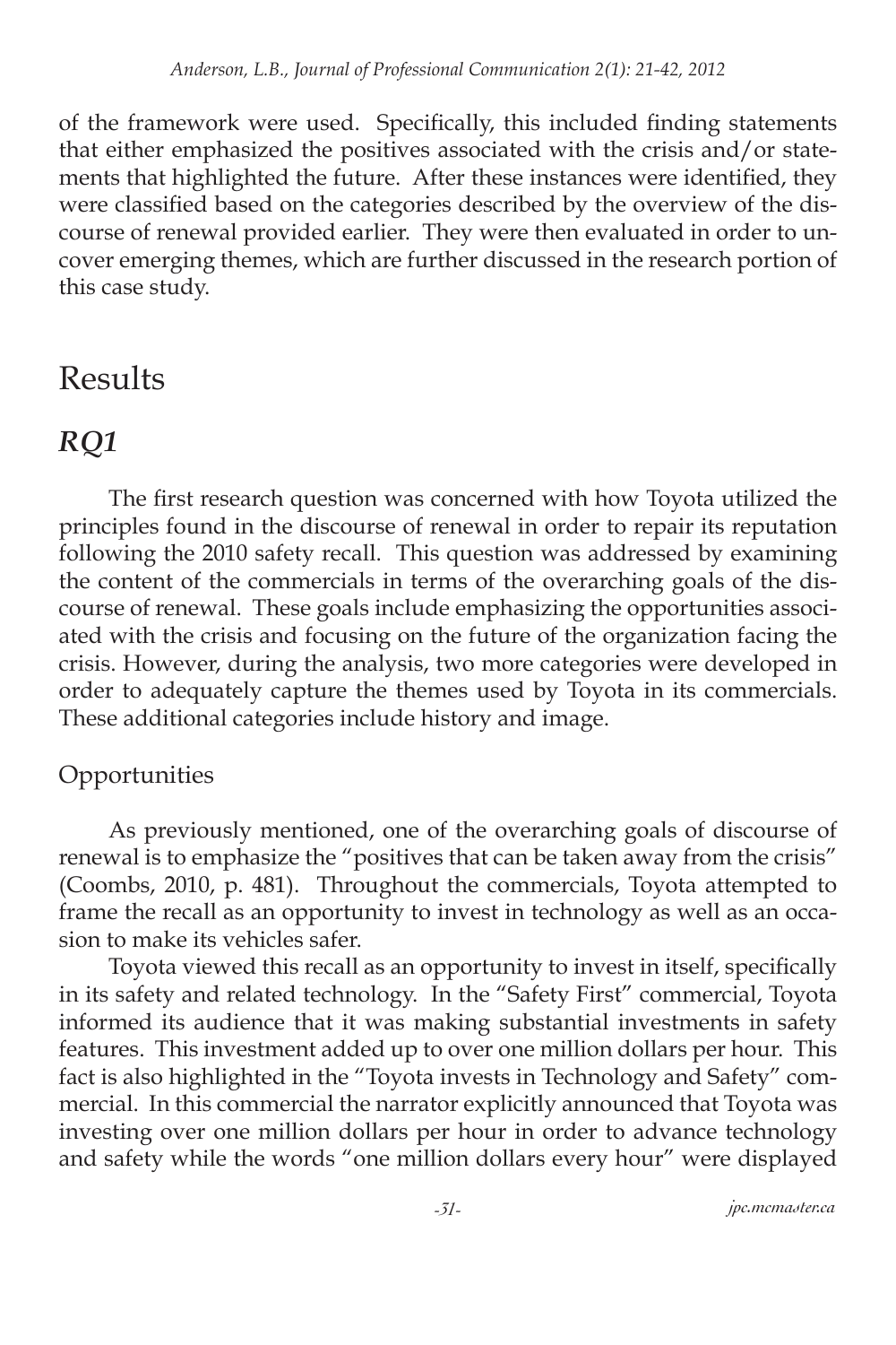of the framework were used. Specifically, this included finding statements that either emphasized the positives associated with the crisis and/or statements that highlighted the future. After these instances were identified, they were classified based on the categories described by the overview of the discourse of renewal provided earlier. They were then evaluated in order to uncover emerging themes, which are further discussed in the research portion of this case study.

# Results

## *RQ1*

The first research question was concerned with how Toyota utilized the principles found in the discourse of renewal in order to repair its reputation following the 2010 safety recall. This question was addressed by examining the content of the commercials in terms of the overarching goals of the discourse of renewal. These goals include emphasizing the opportunities associated with the crisis and focusing on the future of the organization facing the crisis. However, during the analysis, two more categories were developed in order to adequately capture the themes used by Toyota in its commercials. These additional categories include history and image.

### Opportunities

As previously mentioned, one of the overarching goals of discourse of renewal is to emphasize the "positives that can be taken away from the crisis" (Coombs, 2010, p. 481). Throughout the commercials, Toyota attempted to frame the recall as an opportunity to invest in technology as well as an occasion to make its vehicles safer.

Toyota viewed this recall as an opportunity to invest in itself, specifically in its safety and related technology. In the "Safety First" commercial, Toyota informed its audience that it was making substantial investments in safety features. This investment added up to over one million dollars per hour. This fact is also highlighted in the "Toyota invests in Technology and Safety" commercial. In this commercial the narrator explicitly announced that Toyota was investing over one million dollars per hour in order to advance technology and safety while the words "one million dollars every hour" were displayed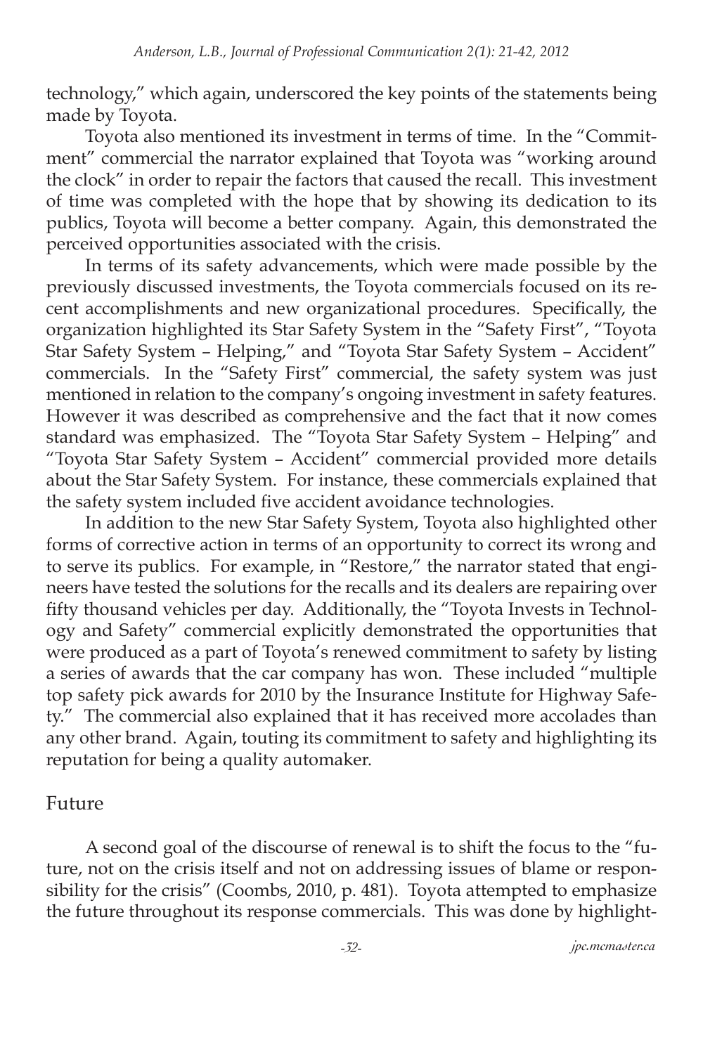technology," which again, underscored the key points of the statements being made by Toyota.

Toyota also mentioned its investment in terms of time. In the "Commitment" commercial the narrator explained that Toyota was "working around the clock" in order to repair the factors that caused the recall. This investment of time was completed with the hope that by showing its dedication to its publics, Toyota will become a better company. Again, this demonstrated the perceived opportunities associated with the crisis.

In terms of its safety advancements, which were made possible by the previously discussed investments, the Toyota commercials focused on its recent accomplishments and new organizational procedures. Specifically, the organization highlighted its Star Safety System in the "Safety First", "Toyota Star Safety System – Helping," and "Toyota Star Safety System – Accident" commercials. In the "Safety First" commercial, the safety system was just mentioned in relation to the company's ongoing investment in safety features. However it was described as comprehensive and the fact that it now comes standard was emphasized. The "Toyota Star Safety System – Helping" and "Toyota Star Safety System – Accident" commercial provided more details about the Star Safety System. For instance, these commercials explained that the safety system included five accident avoidance technologies.

In addition to the new Star Safety System, Toyota also highlighted other forms of corrective action in terms of an opportunity to correct its wrong and to serve its publics. For example, in "Restore," the narrator stated that engineers have tested the solutions for the recalls and its dealers are repairing over fifty thousand vehicles per day. Additionally, the "Toyota Invests in Technology and Safety" commercial explicitly demonstrated the opportunities that were produced as a part of Toyota's renewed commitment to safety by listing a series of awards that the car company has won. These included "multiple top safety pick awards for 2010 by the Insurance Institute for Highway Safety." The commercial also explained that it has received more accolades than any other brand. Again, touting its commitment to safety and highlighting its reputation for being a quality automaker.

## Future

A second goal of the discourse of renewal is to shift the focus to the "future, not on the crisis itself and not on addressing issues of blame or responsibility for the crisis" (Coombs, 2010, p. 481). Toyota attempted to emphasize the future throughout its response commercials. This was done by highlight-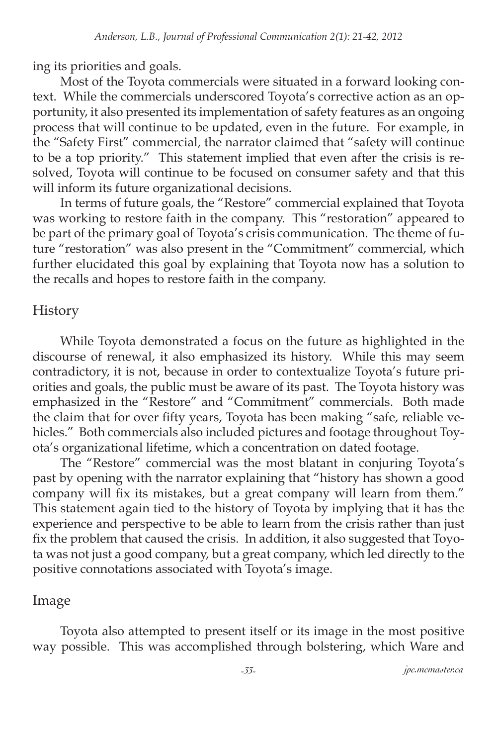ing its priorities and goals.

Most of the Toyota commercials were situated in a forward looking context. While the commercials underscored Toyota's corrective action as an opportunity, it also presented its implementation of safety features as an ongoing process that will continue to be updated, even in the future. For example, in the "Safety First" commercial, the narrator claimed that "safety will continue to be a top priority." This statement implied that even after the crisis is resolved, Toyota will continue to be focused on consumer safety and that this will inform its future organizational decisions.

In terms of future goals, the "Restore" commercial explained that Toyota was working to restore faith in the company. This "restoration" appeared to be part of the primary goal of Toyota's crisis communication. The theme of future "restoration" was also present in the "Commitment" commercial, which further elucidated this goal by explaining that Toyota now has a solution to the recalls and hopes to restore faith in the company.

## History

While Toyota demonstrated a focus on the future as highlighted in the discourse of renewal, it also emphasized its history. While this may seem contradictory, it is not, because in order to contextualize Toyota's future priorities and goals, the public must be aware of its past. The Toyota history was emphasized in the "Restore" and "Commitment" commercials. Both made the claim that for over fifty years, Toyota has been making "safe, reliable vehicles." Both commercials also included pictures and footage throughout Toyota's organizational lifetime, which a concentration on dated footage.

The "Restore" commercial was the most blatant in conjuring Toyota's past by opening with the narrator explaining that "history has shown a good company will fix its mistakes, but a great company will learn from them." This statement again tied to the history of Toyota by implying that it has the experience and perspective to be able to learn from the crisis rather than just fix the problem that caused the crisis. In addition, it also suggested that Toyota was not just a good company, but a great company, which led directly to the positive connotations associated with Toyota's image.

## Image

Toyota also attempted to present itself or its image in the most positive way possible. This was accomplished through bolstering, which Ware and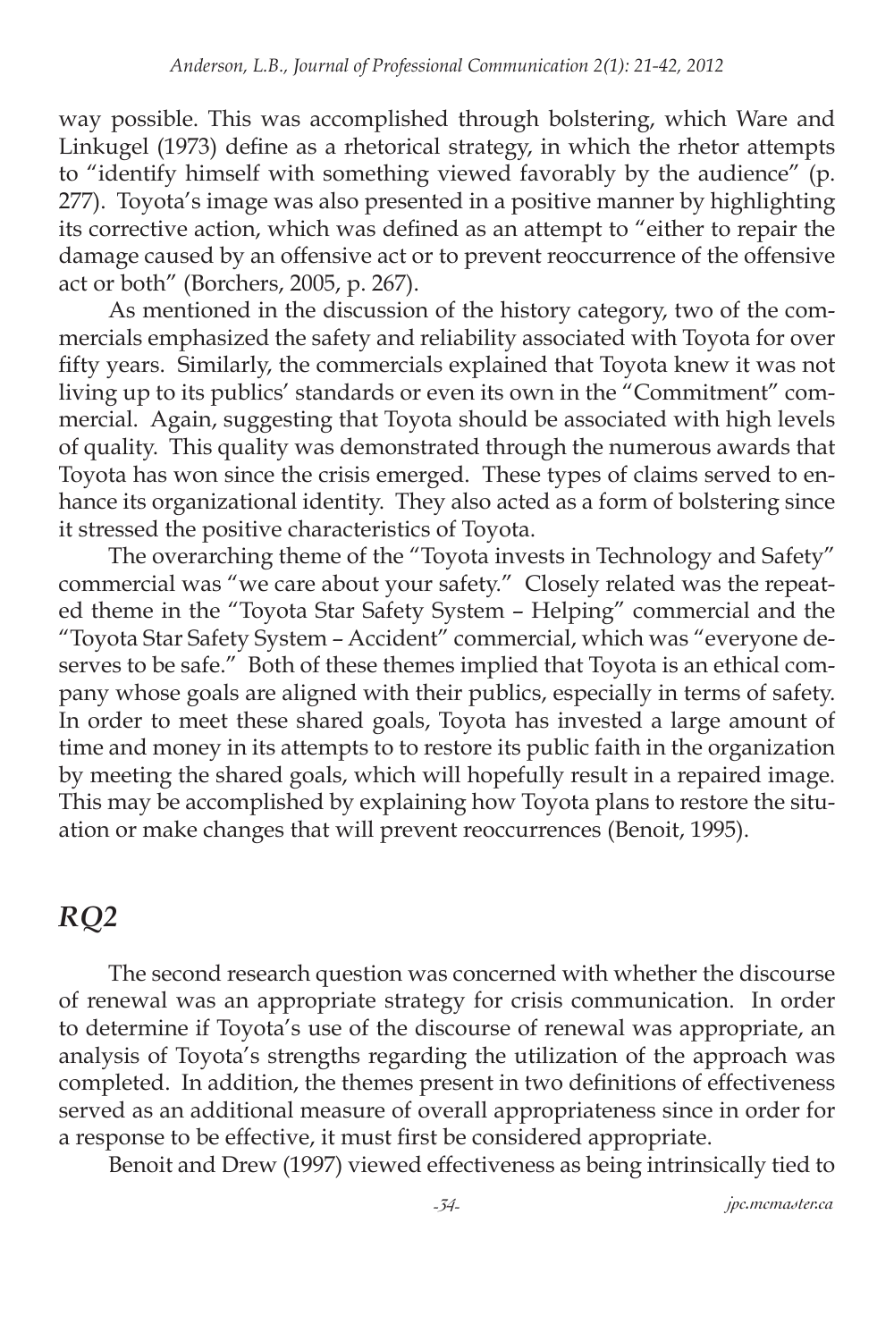way possible. This was accomplished through bolstering, which Ware and Linkugel (1973) define as a rhetorical strategy, in which the rhetor attempts to "identify himself with something viewed favorably by the audience" (p. 277). Toyota's image was also presented in a positive manner by highlighting its corrective action, which was defined as an attempt to "either to repair the damage caused by an offensive act or to prevent reoccurrence of the offensive act or both" (Borchers, 2005, p. 267).

As mentioned in the discussion of the history category, two of the commercials emphasized the safety and reliability associated with Toyota for over fifty years. Similarly, the commercials explained that Toyota knew it was not living up to its publics' standards or even its own in the "Commitment" commercial. Again, suggesting that Toyota should be associated with high levels of quality. This quality was demonstrated through the numerous awards that Toyota has won since the crisis emerged. These types of claims served to enhance its organizational identity. They also acted as a form of bolstering since it stressed the positive characteristics of Toyota.

The overarching theme of the "Toyota invests in Technology and Safety" commercial was "we care about your safety." Closely related was the repeated theme in the "Toyota Star Safety System – Helping" commercial and the "Toyota Star Safety System – Accident" commercial, which was "everyone deserves to be safe." Both of these themes implied that Toyota is an ethical company whose goals are aligned with their publics, especially in terms of safety. In order to meet these shared goals, Toyota has invested a large amount of time and money in its attempts to to restore its public faith in the organization by meeting the shared goals, which will hopefully result in a repaired image. This may be accomplished by explaining how Toyota plans to restore the situation or make changes that will prevent reoccurrences (Benoit, 1995).

## *RQ2*

The second research question was concerned with whether the discourse of renewal was an appropriate strategy for crisis communication. In order to determine if Toyota's use of the discourse of renewal was appropriate, an analysis of Toyota's strengths regarding the utilization of the approach was completed. In addition, the themes present in two definitions of effectiveness served as an additional measure of overall appropriateness since in order for a response to be effective, it must first be considered appropriate.

Benoit and Drew (1997) viewed effectiveness as being intrinsically tied to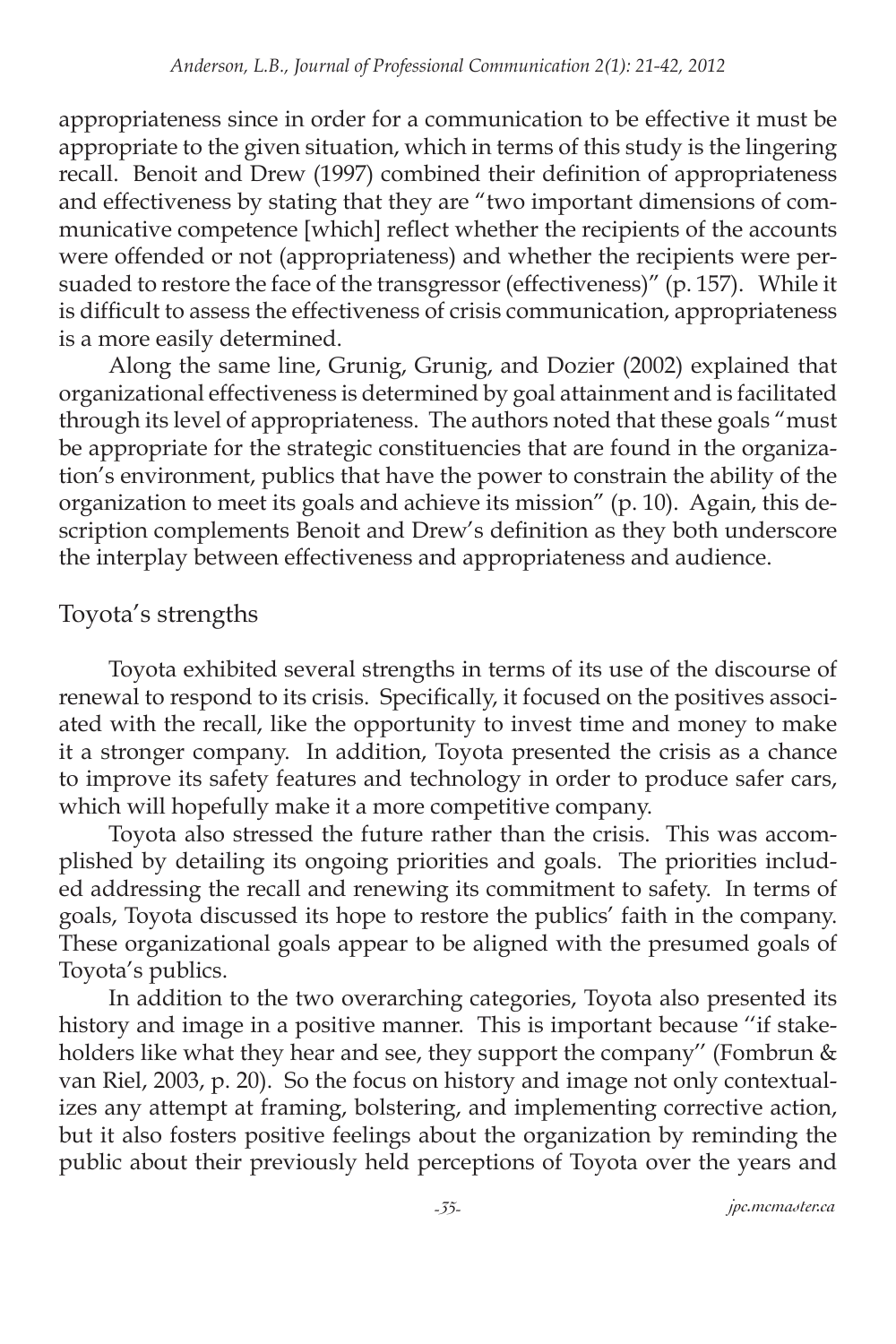appropriateness since in order for a communication to be effective it must be appropriate to the given situation, which in terms of this study is the lingering recall. Benoit and Drew (1997) combined their definition of appropriateness and effectiveness by stating that they are "two important dimensions of communicative competence [which] reflect whether the recipients of the accounts were offended or not (appropriateness) and whether the recipients were persuaded to restore the face of the transgressor (effectiveness)" (p. 157). While it is difficult to assess the effectiveness of crisis communication, appropriateness is a more easily determined.

Along the same line, Grunig, Grunig, and Dozier (2002) explained that organizational effectiveness is determined by goal attainment and is facilitated through its level of appropriateness. The authors noted that these goals "must be appropriate for the strategic constituencies that are found in the organization's environment, publics that have the power to constrain the ability of the organization to meet its goals and achieve its mission" (p. 10). Again, this description complements Benoit and Drew's definition as they both underscore the interplay between effectiveness and appropriateness and audience.

## Toyota's strengths

Toyota exhibited several strengths in terms of its use of the discourse of renewal to respond to its crisis. Specifically, it focused on the positives associated with the recall, like the opportunity to invest time and money to make it a stronger company. In addition, Toyota presented the crisis as a chance to improve its safety features and technology in order to produce safer cars, which will hopefully make it a more competitive company.

Toyota also stressed the future rather than the crisis. This was accomplished by detailing its ongoing priorities and goals. The priorities included addressing the recall and renewing its commitment to safety. In terms of goals, Toyota discussed its hope to restore the publics' faith in the company. These organizational goals appear to be aligned with the presumed goals of Toyota's publics.

In addition to the two overarching categories, Toyota also presented its history and image in a positive manner. This is important because "if stakeholders like what they hear and see, they support the company" (Fombrun & van Riel, 2003, p. 20). So the focus on history and image not only contextualizes any attempt at framing, bolstering, and implementing corrective action, but it also fosters positive feelings about the organization by reminding the public about their previously held perceptions of Toyota over the years and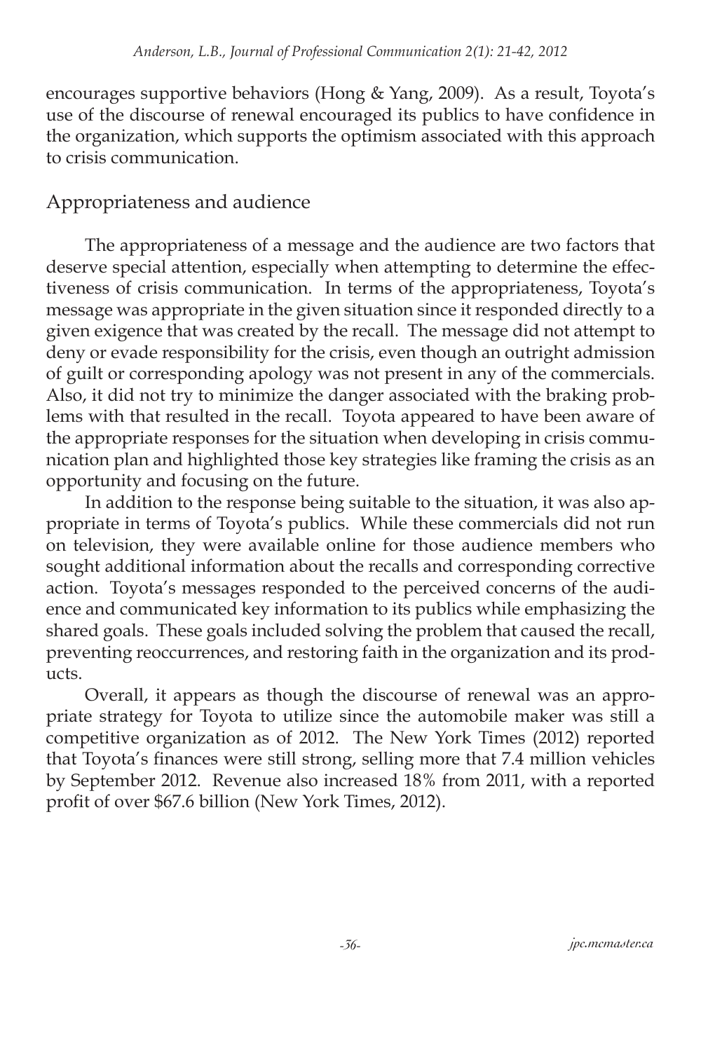encourages supportive behaviors (Hong & Yang, 2009). As a result, Toyota's use of the discourse of renewal encouraged its publics to have confidence in the organization, which supports the optimism associated with this approach to crisis communication.

## Appropriateness and audience

The appropriateness of a message and the audience are two factors that deserve special attention, especially when attempting to determine the effectiveness of crisis communication. In terms of the appropriateness, Toyota's message was appropriate in the given situation since it responded directly to a given exigence that was created by the recall. The message did not attempt to deny or evade responsibility for the crisis, even though an outright admission of guilt or corresponding apology was not present in any of the commercials. Also, it did not try to minimize the danger associated with the braking problems with that resulted in the recall. Toyota appeared to have been aware of the appropriate responses for the situation when developing in crisis communication plan and highlighted those key strategies like framing the crisis as an opportunity and focusing on the future.

In addition to the response being suitable to the situation, it was also appropriate in terms of Toyota's publics. While these commercials did not run on television, they were available online for those audience members who sought additional information about the recalls and corresponding corrective action. Toyota's messages responded to the perceived concerns of the audience and communicated key information to its publics while emphasizing the shared goals. These goals included solving the problem that caused the recall, preventing reoccurrences, and restoring faith in the organization and its products.

Overall, it appears as though the discourse of renewal was an appropriate strategy for Toyota to utilize since the automobile maker was still a competitive organization as of 2012. The New York Times (2012) reported that Toyota's finances were still strong, selling more that 7.4 million vehicles by September 2012. Revenue also increased 18% from 2011, with a reported profit of over $67.6 billion (New York Times, 2012).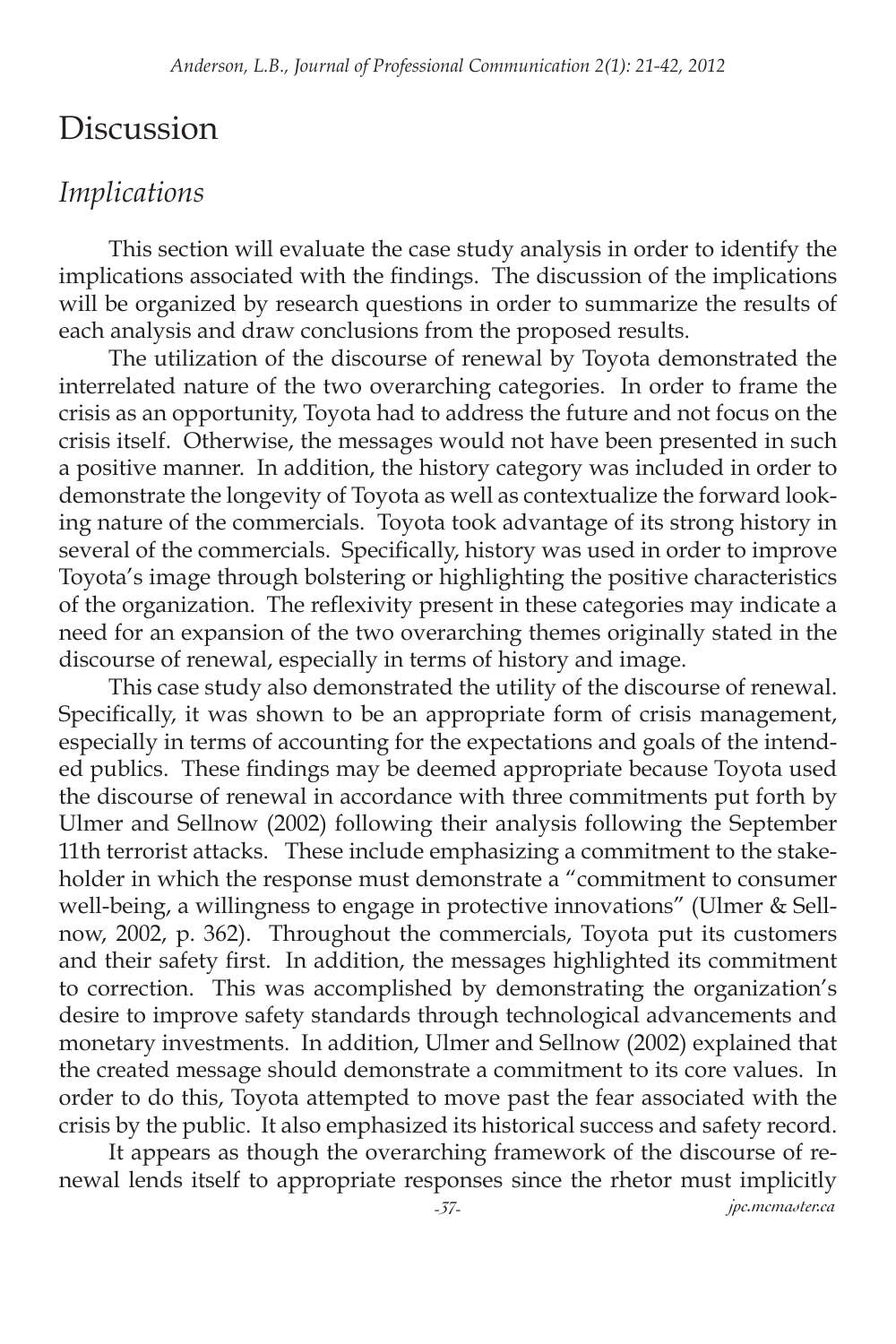# Discussion

## *Implications*

This section will evaluate the case study analysis in order to identify the implications associated with the findings. The discussion of the implications will be organized by research questions in order to summarize the results of each analysis and draw conclusions from the proposed results.

The utilization of the discourse of renewal by Toyota demonstrated the interrelated nature of the two overarching categories. In order to frame the crisis as an opportunity, Toyota had to address the future and not focus on the crisis itself. Otherwise, the messages would not have been presented in such a positive manner. In addition, the history category was included in order to demonstrate the longevity of Toyota as well as contextualize the forward looking nature of the commercials. Toyota took advantage of its strong history in several of the commercials. Specifically, history was used in order to improve Toyota's image through bolstering or highlighting the positive characteristics of the organization. The reflexivity present in these categories may indicate a need for an expansion of the two overarching themes originally stated in the discourse of renewal, especially in terms of history and image.

This case study also demonstrated the utility of the discourse of renewal. Specifically, it was shown to be an appropriate form of crisis management, especially in terms of accounting for the expectations and goals of the intended publics. These findings may be deemed appropriate because Toyota used the discourse of renewal in accordance with three commitments put forth by Ulmer and Sellnow (2002) following their analysis following the September 11th terrorist attacks. These include emphasizing a commitment to the stakeholder in which the response must demonstrate a "commitment to consumer well-being, a willingness to engage in protective innovations" (Ulmer & Sellnow, 2002, p. 362). Throughout the commercials, Toyota put its customers and their safety first. In addition, the messages highlighted its commitment to correction. This was accomplished by demonstrating the organization's desire to improve safety standards through technological advancements and monetary investments. In addition, Ulmer and Sellnow (2002) explained that the created message should demonstrate a commitment to its core values. In order to do this, Toyota attempted to move past the fear associated with the crisis by the public. It also emphasized its historical success and safety record.

It appears as though the overarching framework of the discourse of renewal lends itself to appropriate responses since the rhetor must implicitly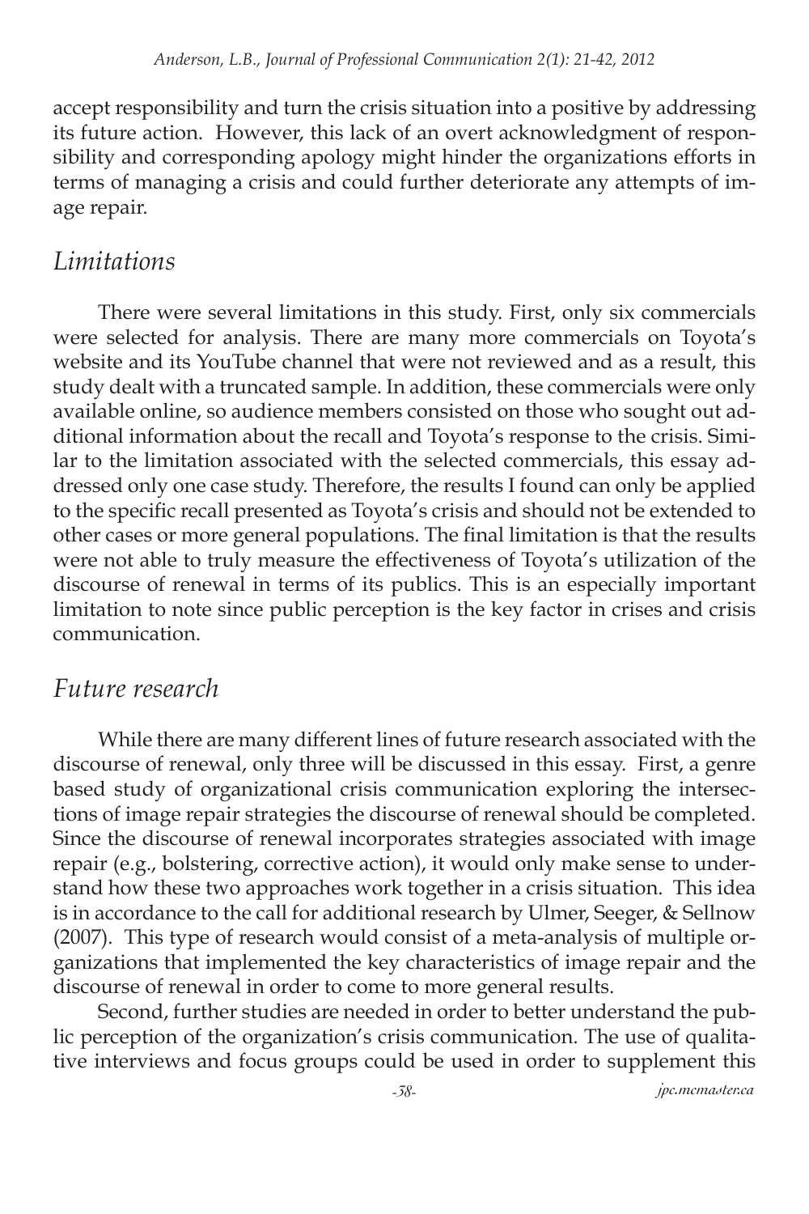accept responsibility and turn the crisis situation into a positive by addressing its future action. However, this lack of an overt acknowledgment of responsibility and corresponding apology might hinder the organizations efforts in terms of managing a crisis and could further deteriorate any attempts of image repair.

## *Limitations*

There were several limitations in this study. First, only six commercials were selected for analysis. There are many more commercials on Toyota's website and its YouTube channel that were not reviewed and as a result, this study dealt with a truncated sample. In addition, these commercials were only available online, so audience members consisted on those who sought out additional information about the recall and Toyota's response to the crisis. Similar to the limitation associated with the selected commercials, this essay addressed only one case study. Therefore, the results I found can only be applied to the specific recall presented as Toyota's crisis and should not be extended to other cases or more general populations. The final limitation is that the results were not able to truly measure the effectiveness of Toyota's utilization of the discourse of renewal in terms of its publics. This is an especially important limitation to note since public perception is the key factor in crises and crisis communication.

## *Future research*

While there are many different lines of future research associated with the discourse of renewal, only three will be discussed in this essay. First, a genre based study of organizational crisis communication exploring the intersections of image repair strategies the discourse of renewal should be completed. Since the discourse of renewal incorporates strategies associated with image repair (e.g., bolstering, corrective action), it would only make sense to understand how these two approaches work together in a crisis situation. This idea is in accordance to the call for additional research by Ulmer, Seeger, & Sellnow (2007). This type of research would consist of a meta-analysis of multiple organizations that implemented the key characteristics of image repair and the discourse of renewal in order to come to more general results.

Second, further studies are needed in order to better understand the public perception of the organization's crisis communication. The use of qualitative interviews and focus groups could be used in order to supplement this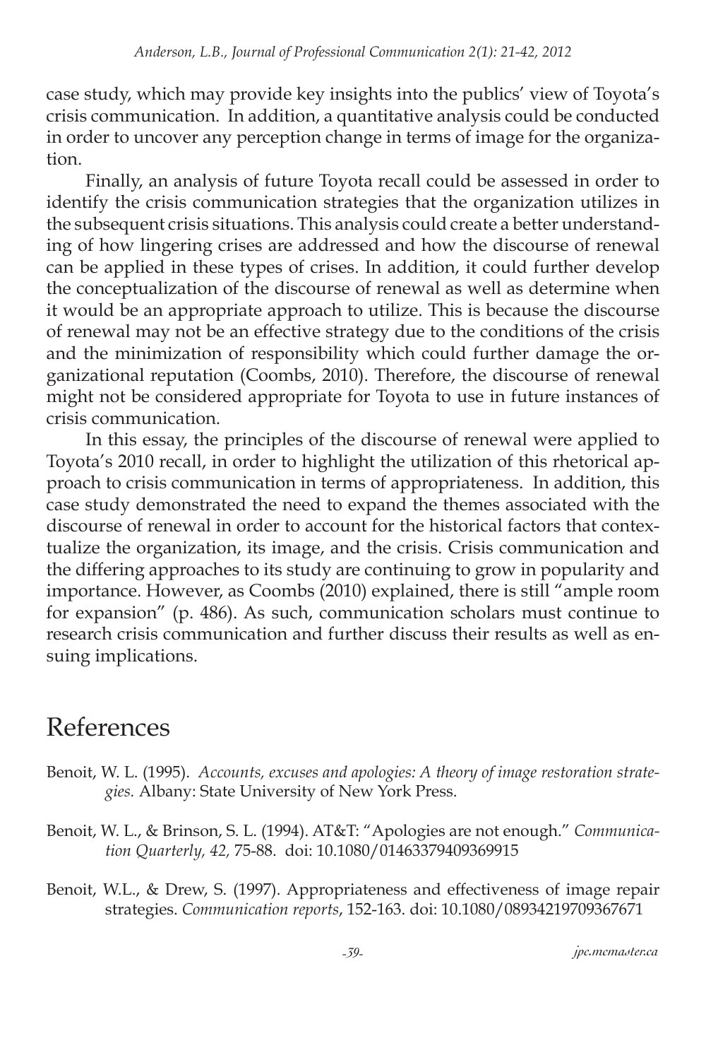case study, which may provide key insights into the publics' view of Toyota's crisis communication. In addition, a quantitative analysis could be conducted in order to uncover any perception change in terms of image for the organization.

Finally, an analysis of future Toyota recall could be assessed in order to identify the crisis communication strategies that the organization utilizes in the subsequent crisis situations. This analysis could create a better understanding of how lingering crises are addressed and how the discourse of renewal can be applied in these types of crises. In addition, it could further develop the conceptualization of the discourse of renewal as well as determine when it would be an appropriate approach to utilize. This is because the discourse of renewal may not be an effective strategy due to the conditions of the crisis and the minimization of responsibility which could further damage the organizational reputation (Coombs, 2010). Therefore, the discourse of renewal might not be considered appropriate for Toyota to use in future instances of crisis communication.

In this essay, the principles of the discourse of renewal were applied to Toyota's 2010 recall, in order to highlight the utilization of this rhetorical approach to crisis communication in terms of appropriateness. In addition, this case study demonstrated the need to expand the themes associated with the discourse of renewal in order to account for the historical factors that contextualize the organization, its image, and the crisis. Crisis communication and the differing approaches to its study are continuing to grow in popularity and importance. However, as Coombs (2010) explained, there is still "ample room for expansion" (p. 486). As such, communication scholars must continue to research crisis communication and further discuss their results as well as ensuing implications.

# References

Benoit, W. L. (1995). *Accounts, excuses and apologies: A theory of image restoration strategies.* Albany: State University of New York Press.

Benoit, W. L., & Brinson, S. L. (1994). AT&T: "Apologies are not enough." *Communication Quarterly, 42,* 75-88. doi: 10.1080/01463379409369915

Benoit, W.L., & Drew, S. (1997). Appropriateness and effectiveness of image repair strategies. *Communication reports*, 152-163. doi: 10.1080/08934219709367671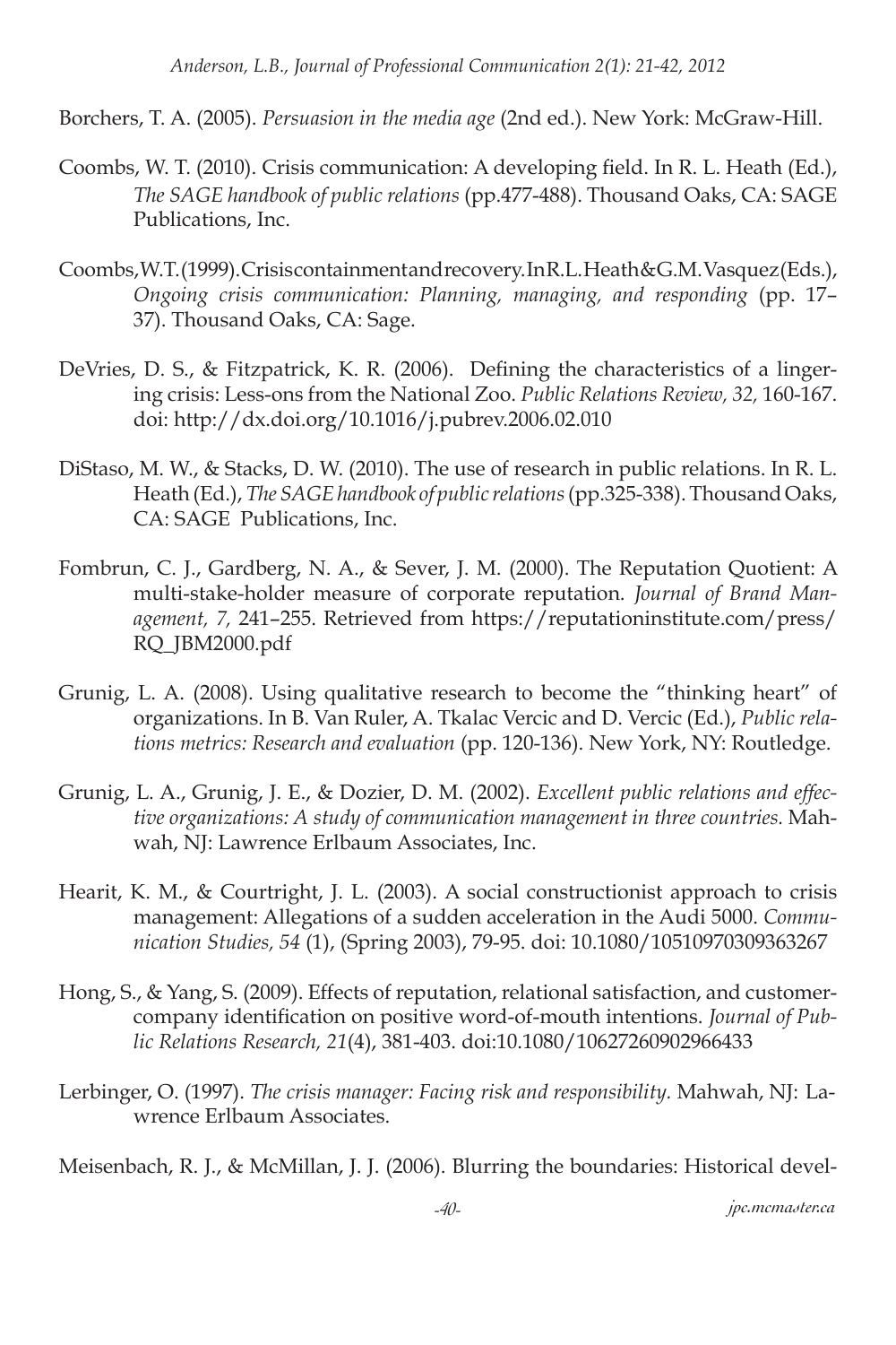Borchers, T. A. (2005). *Persuasion in the media age* (2nd ed.). New York: McGraw-Hill.

Coombs, W. T. (2010). Crisis communication: A developing field. In R. L. Heath (Ed.), *The SAGE handbook of public relations* (pp.477-488). Thousand Oaks, CA: SAGE Publications, Inc.

Coombs,W.T.(1999).Crisiscontainmentandrecovery.InR.L.Heath&G.M.Vasquez(Eds.), *Ongoing crisis communication: Planning, managing, and responding* (pp. 17–37). Thousand Oaks, CA: Sage.

DeVries, D. S., & Fitzpatrick, K. R. (2006). Defining the characteristics of a lingering crisis: Less-ons from the National Zoo. *Public Relations Review, 32,* 160-167. doi: http://dx.doi.org/10.1016/j.pubrev.2006.02.010

DiStaso, M. W., & Stacks, D. W. (2010). The use of research in public relations. In R. L. Heath (Ed.), *The SAGE handbook of public relations* (pp.325-338). Thousand Oaks, CA: SAGE Publications, Inc.

Fombrun, C. J., Gardberg, N. A., & Sever, J. M. (2000). The Reputation Quotient: A multi-stake-holder measure of corporate reputation. *Journal of Brand Management, 7,* 241–255. Retrieved from https://reputationinstitute.com/press/RQ_JBM2000.pdf

Grunig, L. A. (2008). Using qualitative research to become the "thinking heart" of organizations. In B. Van Ruler, A. Tkalac Vercic and D. Vercic (Ed.), *Public relations metrics: Research and evaluation* (pp. 120-136). New York, NY: Routledge.

Grunig, L. A., Grunig, J. E., & Dozier, D. M. (2002). *Excellent public relations and effective organizations: A study of communication management in three countries.* Mahwah, NJ: Lawrence Erlbaum Associates, Inc.

Hearit, K. M., & Courtright, J. L. (2003). A social constructionist approach to crisis management: Allegations of a sudden acceleration in the Audi 5000. *Communication Studies, 54* (1), (Spring 2003), 79-95. doi: 10.1080/10510970309363267

Hong, S., & Yang, S. (2009). Effects of reputation, relational satisfaction, and customer-company identification on positive word-of-mouth intentions. *Journal of Public Relations Research, 21*(4), 381-403. doi:10.1080/10627260902966433

Lerbinger, O. (1997). *The crisis manager: Facing risk and responsibility.* Mahwah, NJ: Lawrence Erlbaum Associates.

Meisenbach, R. J., & McMillan, J. J. (2006). Blurring the boundaries: Historical devel-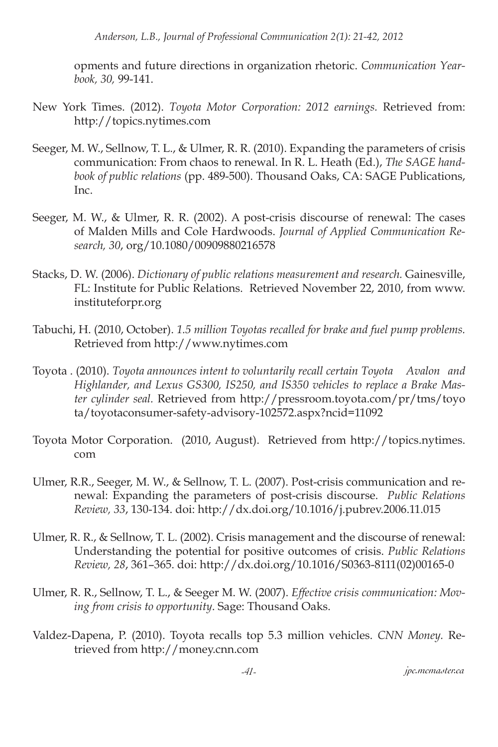opments and future directions in organization rhetoric. *Communication Yearbook, 30,* 99-141.

New York Times. (2012). *Toyota Motor Corporation: 2012 earnings.* Retrieved from: http://topics.nytimes.com

Seeger, M. W., Sellnow, T. L., & Ulmer, R. R. (2010). Expanding the parameters of crisis communication: From chaos to renewal. In R. L. Heath (Ed.), *The SAGE handbook of public relations* (pp. 489-500). Thousand Oaks, CA: SAGE Publications, Inc.

Seeger, M. W., & Ulmer, R. R. (2002). A post-crisis discourse of renewal: The cases of Malden Mills and Cole Hardwoods. *Journal of Applied Communication Research, 30*, org/10.1080/00909880216578

Stacks, D. W. (2006). *Dictionary of public relations measurement and research.* Gainesville, FL: Institute for Public Relations. Retrieved November 22, 2010, from www.instituteforpr.org

Tabuchi, H. (2010, October). *1.5 million Toyotas recalled for brake and fuel pump problems.* Retrieved from http://www.nytimes.com

Toyota . (2010). *Toyota announces intent to voluntarily recall certain Toyota Avalon and Highlander, and Lexus GS300, IS250, and IS350 vehicles to replace a Brake Master cylinder seal.* Retrieved from http://pressroom.toyota.com/pr/tms/toyota/toyotaconsumer-safety-advisory-102572.aspx?ncid=11092

Toyota Motor Corporation. (2010, August). Retrieved from http://topics.nytimes.com

Ulmer, R.R., Seeger, M. W., & Sellnow, T. L. (2007). Post-crisis communication and renewal: Expanding the parameters of post-crisis discourse. *Public Relations Review, 33*, 130-134. doi: http://dx.doi.org/10.1016/j.pubrev.2006.11.015

Ulmer, R. R., & Sellnow, T. L. (2002). Crisis management and the discourse of renewal: Understanding the potential for positive outcomes of crisis. *Public Relations Review, 28*, 361–365. doi: http://dx.doi.org/10.1016/S0363-8111(02)00165-0

Ulmer, R. R., Sellnow, T. L., & Seeger M. W. (2007). *Effective crisis communication: Moving from crisis to opportunity*. Sage: Thousand Oaks.

Valdez-Dapena, P. (2010). Toyota recalls top 5.3 million vehicles. *CNN Money.* Retrieved from http://money.cnn.com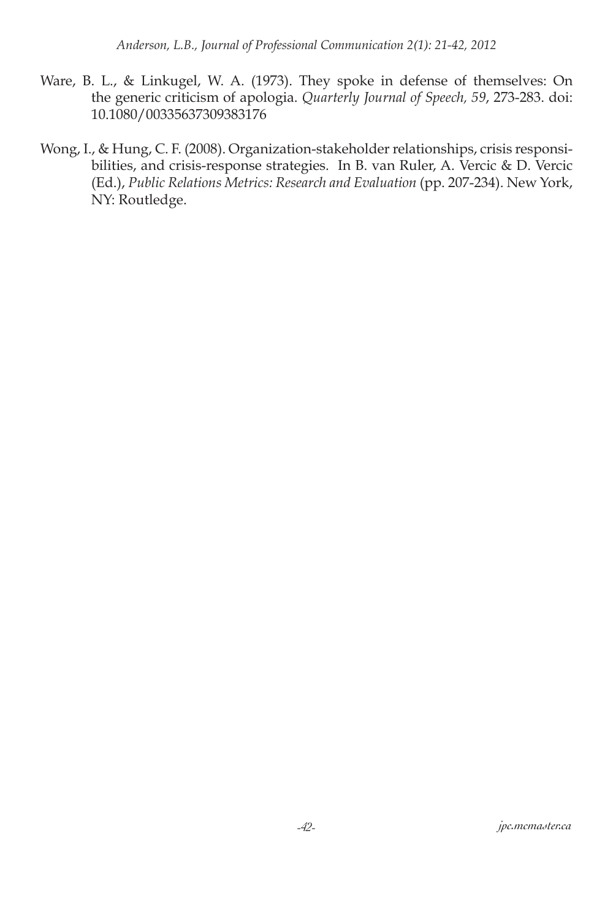Ware, B. L., & Linkugel, W. A. (1973). They spoke in defense of themselves: On the generic criticism of apologia. *Quarterly Journal of Speech, 59*, 273-283. doi: 10.1080/00335637309383176

Wong, I., & Hung, C. F. (2008). Organization-stakeholder relationships, crisis responsibilities, and crisis-response strategies. In B. van Ruler, A. Vercic & D. Vercic (Ed.), *Public Relations Metrics: Research and Evaluation* (pp. 207-234). New York, NY: Routledge.